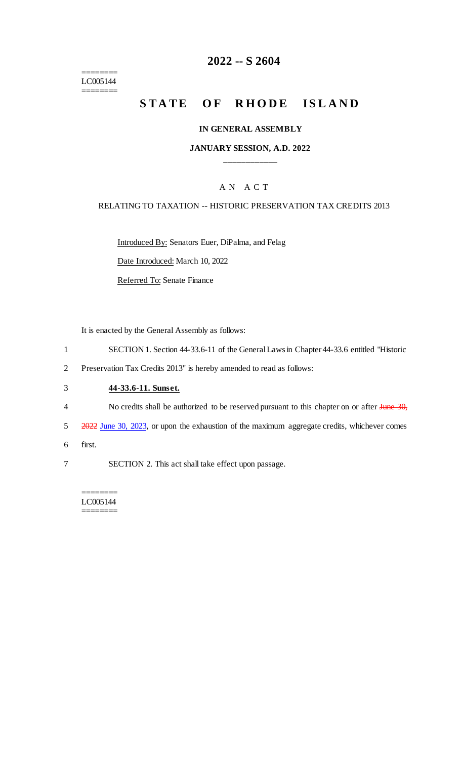========
LC005144
========

# 2022 -- S 2604

# STATE OF RHODE ISLAND

**IN GENERAL ASSEMBLY**

**JANUARY SESSION, A.D. 2022**

---

A N A C T

RELATING TO TAXATION -- HISTORIC PRESERVATION TAX CREDITS 2013

Introduced By: Senators Euer, DiPalma, and Felag

Date Introduced: March 10, 2022

Referred To: Senate Finance

It is enacted by the General Assembly as follows:

1 SECTION 1. Section 44-33.6-11 of the General Laws in Chapter 44-33.6 entitled "Historic
2 Preservation Tax Credits 2013" is hereby amended to read as follows:

3 **44-33.6-11. Sunset.**

4 No credits shall be authorized to be reserved pursuant to this chapter on or after ~~June 30,~~
5 ~~2022~~ June 30, 2023, or upon the exhaustion of the maximum aggregate credits, whichever comes
6 first.

7 SECTION 2. This act shall take effect upon passage.

========
LC005144
========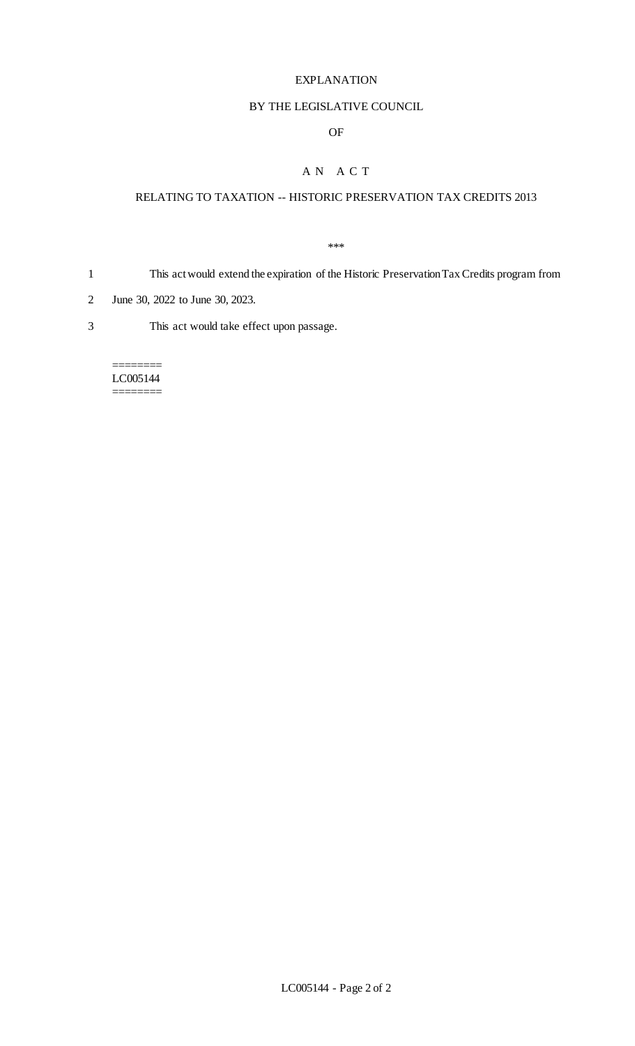EXPLANATION

BY THE LEGISLATIVE COUNCIL

OF

A N A C T

RELATING TO TAXATION -- HISTORIC PRESERVATION TAX CREDITS 2013

\*\*\*

This act would extend the expiration of the Historic Preservation Tax Credits program from June 30, 2022 to June 30, 2023.

This act would take effect upon passage.

========
LC005144
========